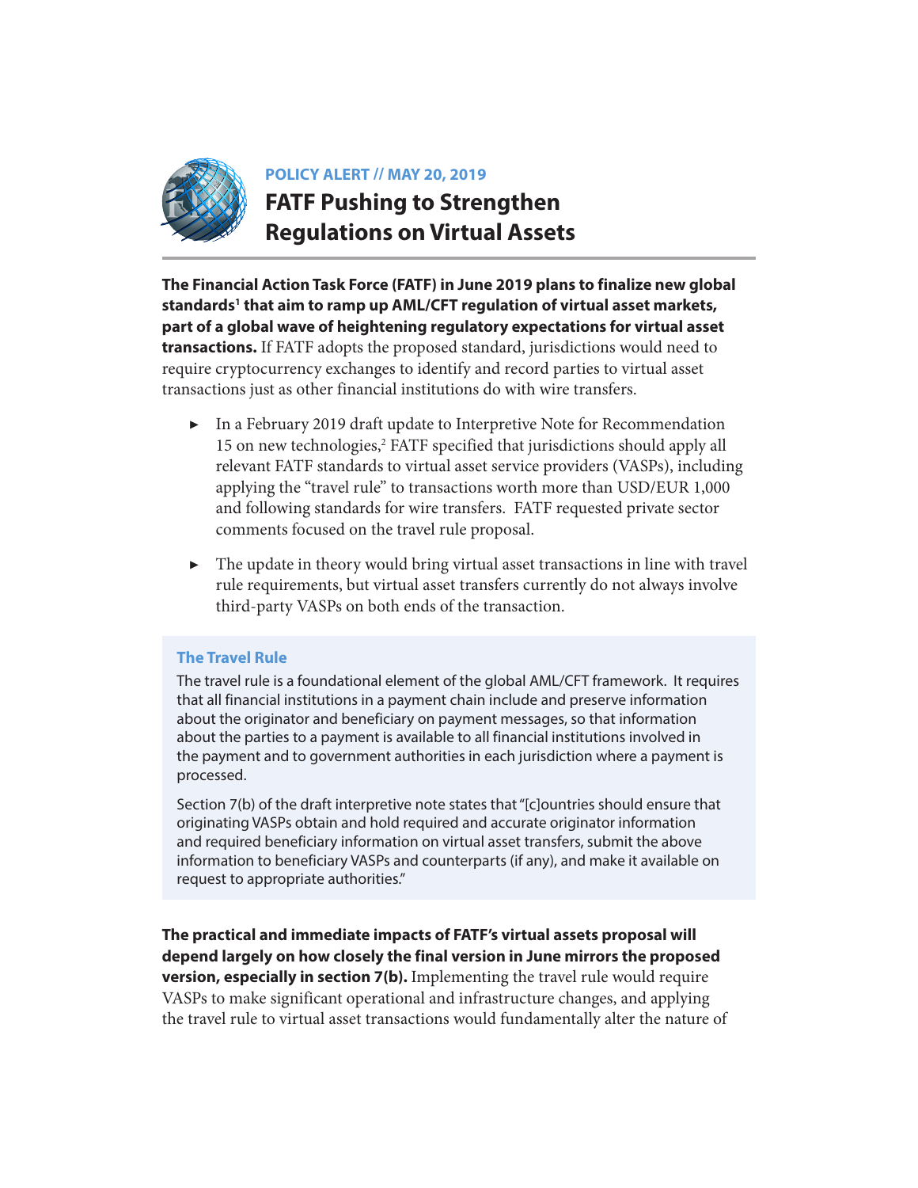**POLICY ALERT // MAY 20, 2019**

# FATF Pushing to Strengthen Regulations on Virtual Assets

**The Financial Action Task Force (FATF) in June 2019 plans to finalize new global standards[1] that aim to ramp up AML/CFT regulation of virtual asset markets, part of a global wave of heightening regulatory expectations for virtual asset transactions.** If FATF adopts the proposed standard, jurisdictions would need to require cryptocurrency exchanges to identify and record parties to virtual asset transactions just as other financial institutions do with wire transfers.

- In a February 2019 draft update to Interpretive Note for Recommendation 15 on new technologies,[2] FATF specified that jurisdictions should apply all relevant FATF standards to virtual asset service providers (VASPs), including applying the "travel rule" to transactions worth more than USD/EUR 1,000 and following standards for wire transfers. FATF requested private sector comments focused on the travel rule proposal.
- The update in theory would bring virtual asset transactions in line with travel rule requirements, but virtual asset transfers currently do not always involve third-party VASPs on both ends of the transaction.

### The Travel Rule

The travel rule is a foundational element of the global AML/CFT framework. It requires that all financial institutions in a payment chain include and preserve information about the originator and beneficiary on payment messages, so that information about the parties to a payment is available to all financial institutions involved in the payment and to government authorities in each jurisdiction where a payment is processed.

Section 7(b) of the draft interpretive note states that "[c]ountries should ensure that originating VASPs obtain and hold required and accurate originator information and required beneficiary information on virtual asset transfers, submit the above information to beneficiary VASPs and counterparts (if any), and make it available on request to appropriate authorities."

**The practical and immediate impacts of FATF's virtual assets proposal will depend largely on how closely the final version in June mirrors the proposed version, especially in section 7(b).** Implementing the travel rule would require VASPs to make significant operational and infrastructure changes, and applying the travel rule to virtual asset transactions would fundamentally alter the nature of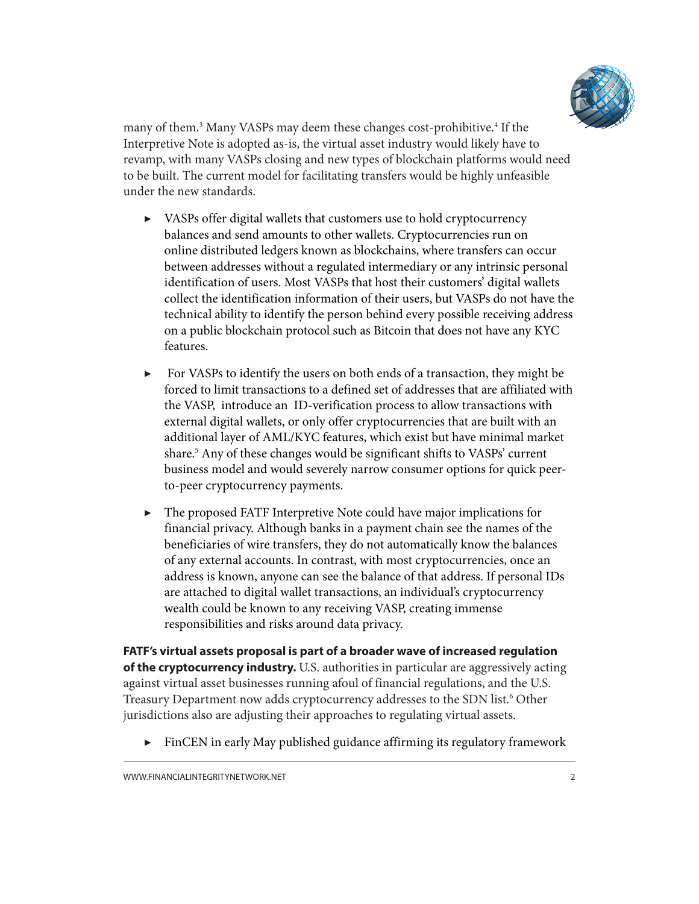many of them.[3] Many VASPs may deem these changes cost-prohibitive.[4] If the Interpretive Note is adopted as-is, the virtual asset industry would likely have to revamp, with many VASPs closing and new types of blockchain platforms would need to be built. The current model for facilitating transfers would be highly unfeasible under the new standards.

- VASPs offer digital wallets that customers use to hold cryptocurrency balances and send amounts to other wallets. Cryptocurrencies run on online distributed ledgers known as blockchains, where transfers can occur between addresses without a regulated intermediary or any intrinsic personal identification of users. Most VASPs that host their customers' digital wallets collect the identification information of their users, but VASPs do not have the technical ability to identify the person behind every possible receiving address on a public blockchain protocol such as Bitcoin that does not have any KYC features.

- For VASPs to identify the users on both ends of a transaction, they might be forced to limit transactions to a defined set of addresses that are affiliated with the VASP, introduce an ID-verification process to allow transactions with external digital wallets, or only offer cryptocurrencies that are built with an additional layer of AML/KYC features, which exist but have minimal market share.[5] Any of these changes would be significant shifts to VASPs' current business model and would severely narrow consumer options for quick peer-to-peer cryptocurrency payments.

- The proposed FATF Interpretive Note could have major implications for financial privacy. Although banks in a payment chain see the names of the beneficiaries of wire transfers, they do not automatically know the balances of any external accounts. In contrast, with most cryptocurrencies, once an address is known, anyone can see the balance of that address. If personal IDs are attached to digital wallet transactions, an individual's cryptocurrency wealth could be known to any receiving VASP, creating immense responsibilities and risks around data privacy.

**FATF's virtual assets proposal is part of a broader wave of increased regulation of the cryptocurrency industry.** U.S. authorities in particular are aggressively acting against virtual asset businesses running afoul of financial regulations, and the U.S. Treasury Department now adds cryptocurrency addresses to the SDN list.[6] Other jurisdictions also are adjusting their approaches to regulating virtual assets.

- FinCEN in early May published guidance affirming its regulatory framework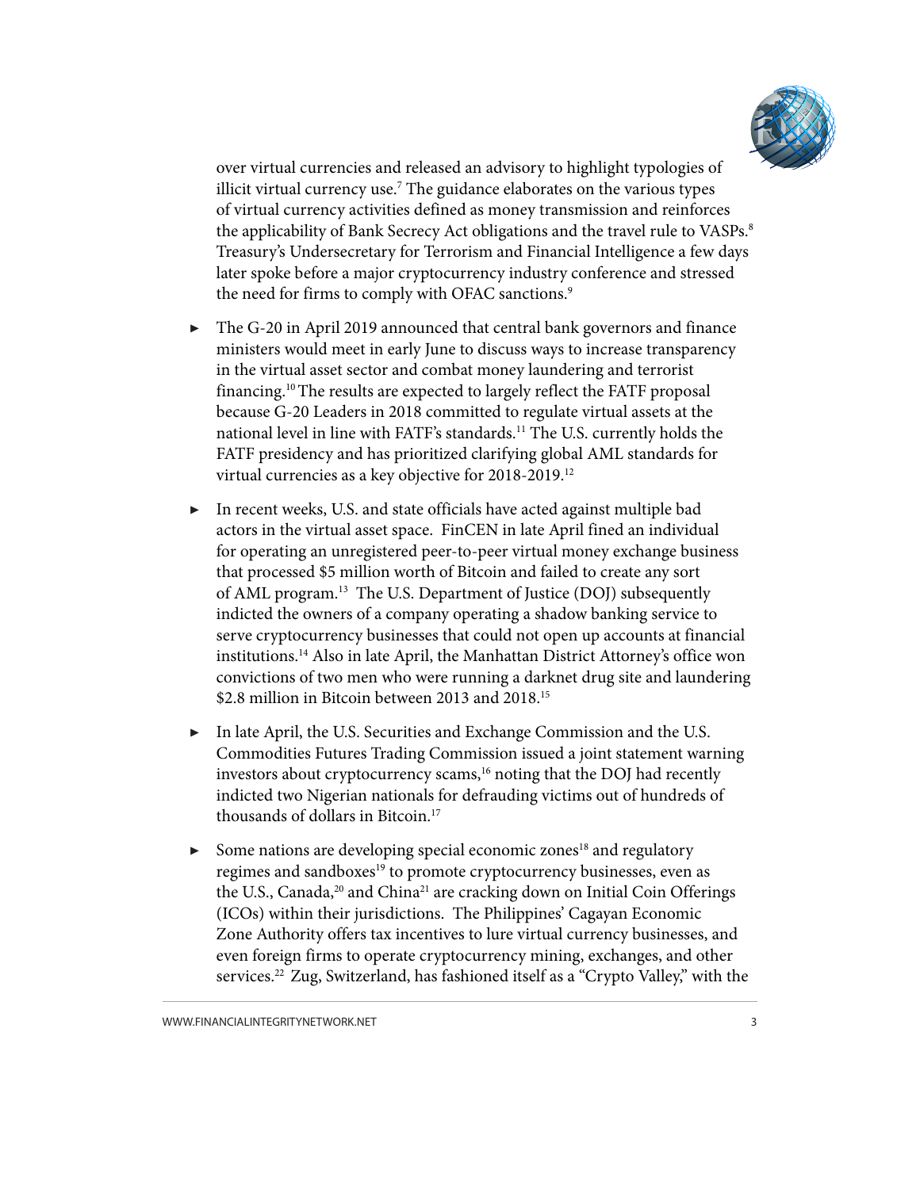over virtual currencies and released an advisory to highlight typologies of illicit virtual currency use.[7] The guidance elaborates on the various types of virtual currency activities defined as money transmission and reinforces the applicability of Bank Secrecy Act obligations and the travel rule to VASPs.[8] Treasury's Undersecretary for Terrorism and Financial Intelligence a few days later spoke before a major cryptocurrency industry conference and stressed the need for firms to comply with OFAC sanctions.[9]

- The G-20 in April 2019 announced that central bank governors and finance ministers would meet in early June to discuss ways to increase transparency in the virtual asset sector and combat money laundering and terrorist financing.[10] The results are expected to largely reflect the FATF proposal because G-20 Leaders in 2018 committed to regulate virtual assets at the national level in line with FATF's standards.[11] The U.S. currently holds the FATF presidency and has prioritized clarifying global AML standards for virtual currencies as a key objective for 2018-2019.[12]

- In recent weeks, U.S. and state officials have acted against multiple bad actors in the virtual asset space. FinCEN in late April fined an individual for operating an unregistered peer-to-peer virtual money exchange business that processed $5 million worth of Bitcoin and failed to create any sort of AML program.[13] The U.S. Department of Justice (DOJ) subsequently indicted the owners of a company operating a shadow banking service to serve cryptocurrency businesses that could not open up accounts at financial institutions.[14] Also in late April, the Manhattan District Attorney's office won convictions of two men who were running a darknet drug site and laundering $2.8 million in Bitcoin between 2013 and 2018.[15]

- In late April, the U.S. Securities and Exchange Commission and the U.S. Commodities Futures Trading Commission issued a joint statement warning investors about cryptocurrency scams,[16] noting that the DOJ had recently indicted two Nigerian nationals for defrauding victims out of hundreds of thousands of dollars in Bitcoin.[17]

- Some nations are developing special economic zones[18] and regulatory regimes and sandboxes[19] to promote cryptocurrency businesses, even as the U.S., Canada,[20] and China[21] are cracking down on Initial Coin Offerings (ICOs) within their jurisdictions. The Philippines' Cagayan Economic Zone Authority offers tax incentives to lure virtual currency businesses, and even foreign firms to operate cryptocurrency mining, exchanges, and other services.[22] Zug, Switzerland, has fashioned itself as a "Crypto Valley," with the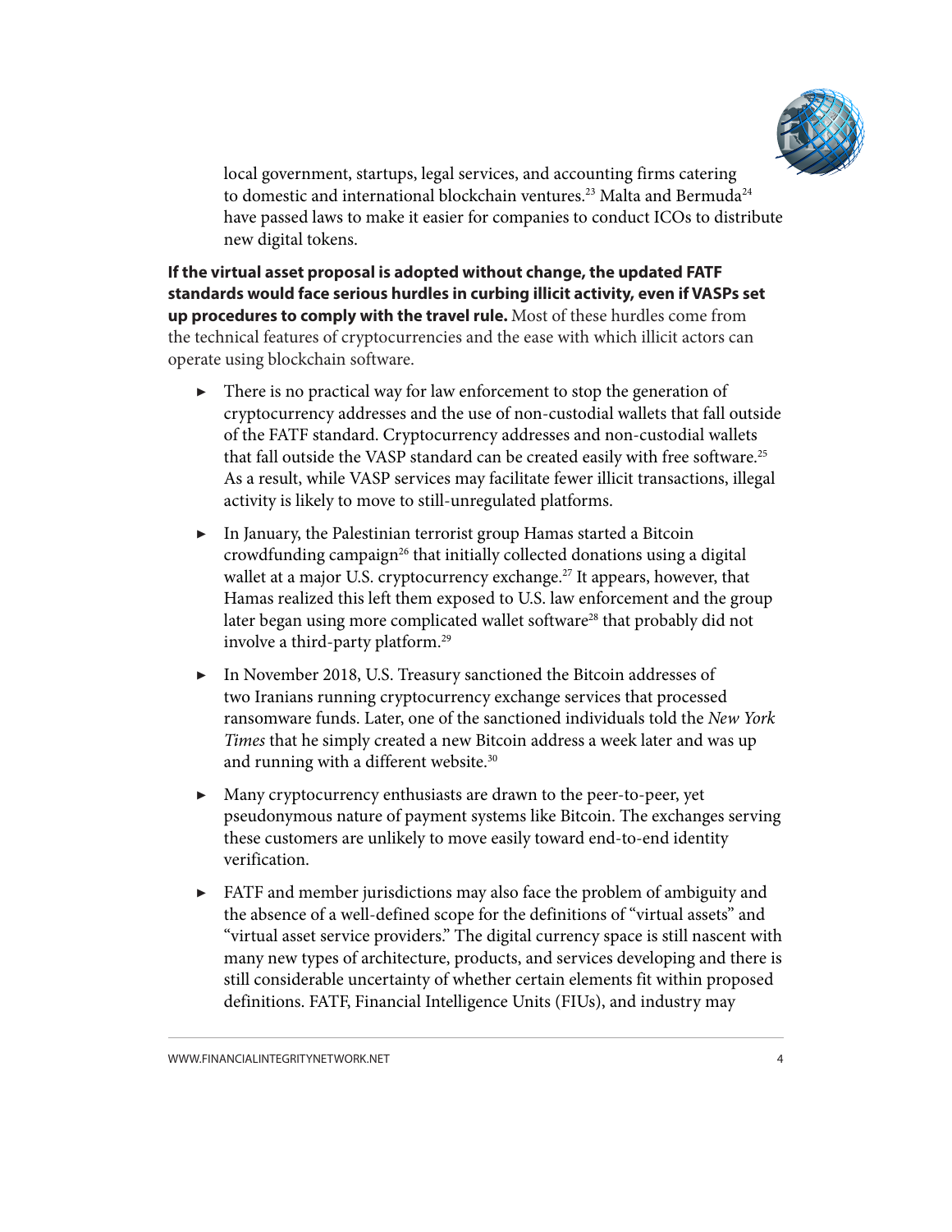local government, startups, legal services, and accounting firms catering to domestic and international blockchain ventures.[23] Malta and Bermuda[24] have passed laws to make it easier for companies to conduct ICOs to distribute new digital tokens.

**If the virtual asset proposal is adopted without change, the updated FATF standards would face serious hurdles in curbing illicit activity, even if VASPs set up procedures to comply with the travel rule.** Most of these hurdles come from the technical features of cryptocurrencies and the ease with which illicit actors can operate using blockchain software.

- There is no practical way for law enforcement to stop the generation of cryptocurrency addresses and the use of non-custodial wallets that fall outside of the FATF standard. Cryptocurrency addresses and non-custodial wallets that fall outside the VASP standard can be created easily with free software.[25] As a result, while VASP services may facilitate fewer illicit transactions, illegal activity is likely to move to still-unregulated platforms.

- In January, the Palestinian terrorist group Hamas started a Bitcoin crowdfunding campaign[26] that initially collected donations using a digital wallet at a major U.S. cryptocurrency exchange.[27] It appears, however, that Hamas realized this left them exposed to U.S. law enforcement and the group later began using more complicated wallet software[28] that probably did not involve a third-party platform.[29]

- In November 2018, U.S. Treasury sanctioned the Bitcoin addresses of two Iranians running cryptocurrency exchange services that processed ransomware funds. Later, one of the sanctioned individuals told the *New York Times* that he simply created a new Bitcoin address a week later and was up and running with a different website.[30]

- Many cryptocurrency enthusiasts are drawn to the peer-to-peer, yet pseudonymous nature of payment systems like Bitcoin. The exchanges serving these customers are unlikely to move easily toward end-to-end identity verification.

- FATF and member jurisdictions may also face the problem of ambiguity and the absence of a well-defined scope for the definitions of "virtual assets" and "virtual asset service providers." The digital currency space is still nascent with many new types of architecture, products, and services developing and there is still considerable uncertainty of whether certain elements fit within proposed definitions. FATF, Financial Intelligence Units (FIUs), and industry may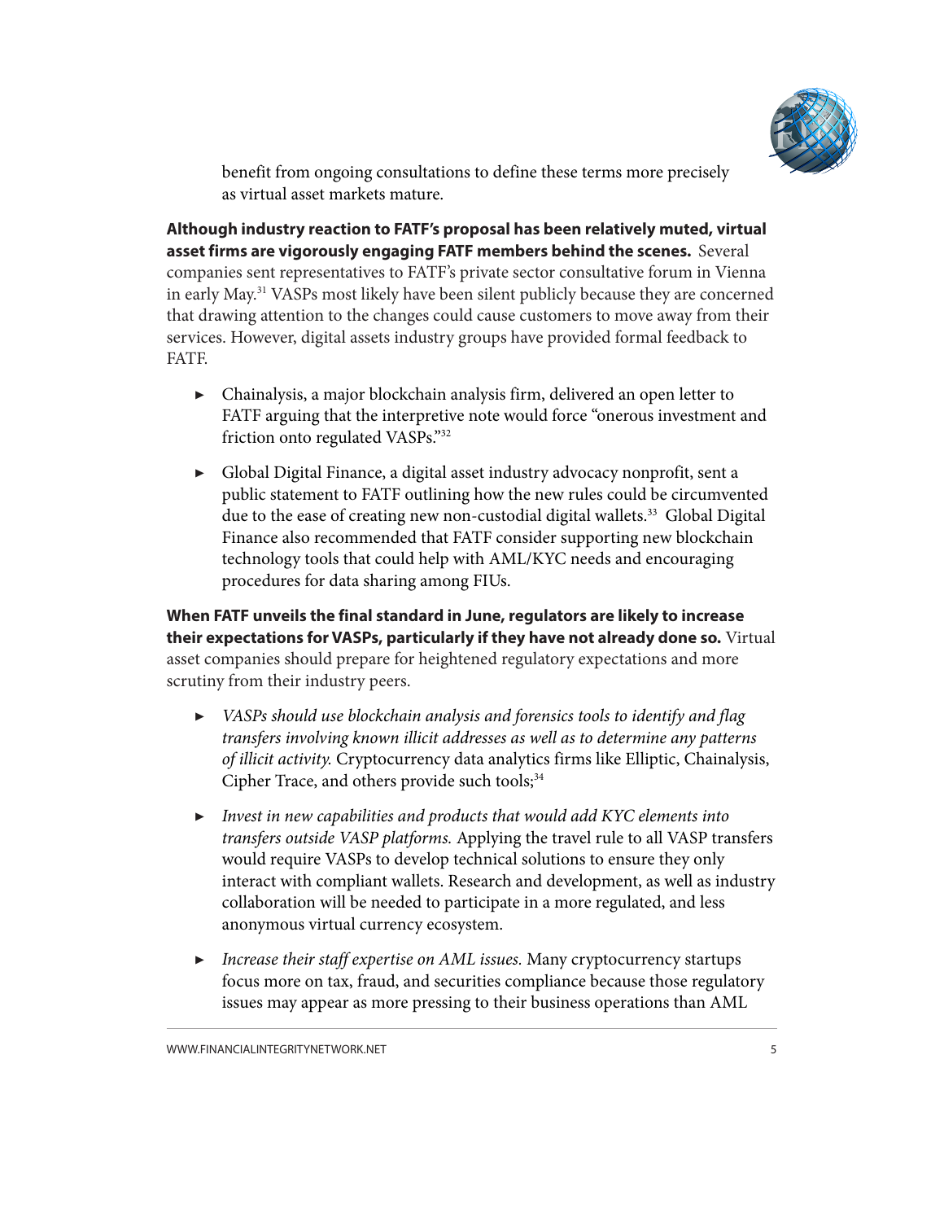benefit from ongoing consultations to define these terms more precisely as virtual asset markets mature.

**Although industry reaction to FATF's proposal has been relatively muted, virtual asset firms are vigorously engaging FATF members behind the scenes.** Several companies sent representatives to FATF's private sector consultative forum in Vienna in early May.[31] VASPs most likely have been silent publicly because they are concerned that drawing attention to the changes could cause customers to move away from their services. However, digital assets industry groups have provided formal feedback to FATF.

- Chainalysis, a major blockchain analysis firm, delivered an open letter to FATF arguing that the interpretive note would force "onerous investment and friction onto regulated VASPs."[32]
- Global Digital Finance, a digital asset industry advocacy nonprofit, sent a public statement to FATF outlining how the new rules could be circumvented due to the ease of creating new non-custodial digital wallets.[33] Global Digital Finance also recommended that FATF consider supporting new blockchain technology tools that could help with AML/KYC needs and encouraging procedures for data sharing among FIUs.

**When FATF unveils the final standard in June, regulators are likely to increase their expectations for VASPs, particularly if they have not already done so.** Virtual asset companies should prepare for heightened regulatory expectations and more scrutiny from their industry peers.

- *VASPs should use blockchain analysis and forensics tools to identify and flag transfers involving known illicit addresses as well as to determine any patterns of illicit activity.* Cryptocurrency data analytics firms like Elliptic, Chainalysis, Cipher Trace, and others provide such tools;[34]
- *Invest in new capabilities and products that would add KYC elements into transfers outside VASP platforms.* Applying the travel rule to all VASP transfers would require VASPs to develop technical solutions to ensure they only interact with compliant wallets. Research and development, as well as industry collaboration will be needed to participate in a more regulated, and less anonymous virtual currency ecosystem.
- *Increase their staff expertise on AML issues.* Many cryptocurrency startups focus more on tax, fraud, and securities compliance because those regulatory issues may appear as more pressing to their business operations than AML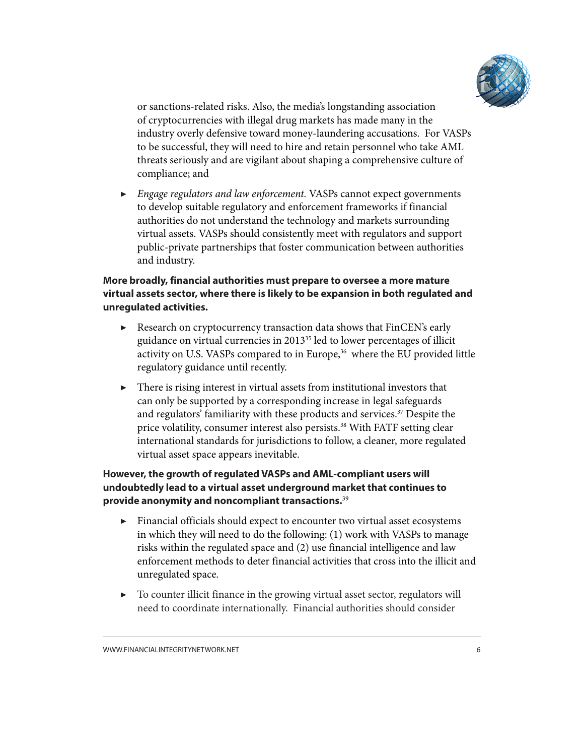or sanctions-related risks. Also, the media's longstanding association of cryptocurrencies with illegal drug markets has made many in the industry overly defensive toward money-laundering accusations. For VASPs to be successful, they will need to hire and retain personnel who take AML threats seriously and are vigilant about shaping a comprehensive culture of compliance; and

- *Engage regulators and law enforcement.* VASPs cannot expect governments to develop suitable regulatory and enforcement frameworks if financial authorities do not understand the technology and markets surrounding virtual assets. VASPs should consistently meet with regulators and support public-private partnerships that foster communication between authorities and industry.

**More broadly, financial authorities must prepare to oversee a more mature virtual assets sector, where there is likely to be expansion in both regulated and unregulated activities.**

- Research on cryptocurrency transaction data shows that FinCEN's early guidance on virtual currencies in 2013[35] led to lower percentages of illicit activity on U.S. VASPs compared to in Europe,[36] where the EU provided little regulatory guidance until recently.
- There is rising interest in virtual assets from institutional investors that can only be supported by a corresponding increase in legal safeguards and regulators' familiarity with these products and services.[37] Despite the price volatility, consumer interest also persists.[38] With FATF setting clear international standards for jurisdictions to follow, a cleaner, more regulated virtual asset space appears inevitable.

**However, the growth of regulated VASPs and AML-compliant users will undoubtedly lead to a virtual asset underground market that continues to provide anonymity and noncompliant transactions.**[39]

- Financial officials should expect to encounter two virtual asset ecosystems in which they will need to do the following: (1) work with VASPs to manage risks within the regulated space and (2) use financial intelligence and law enforcement methods to deter financial activities that cross into the illicit and unregulated space.
- To counter illicit finance in the growing virtual asset sector, regulators will need to coordinate internationally. Financial authorities should consider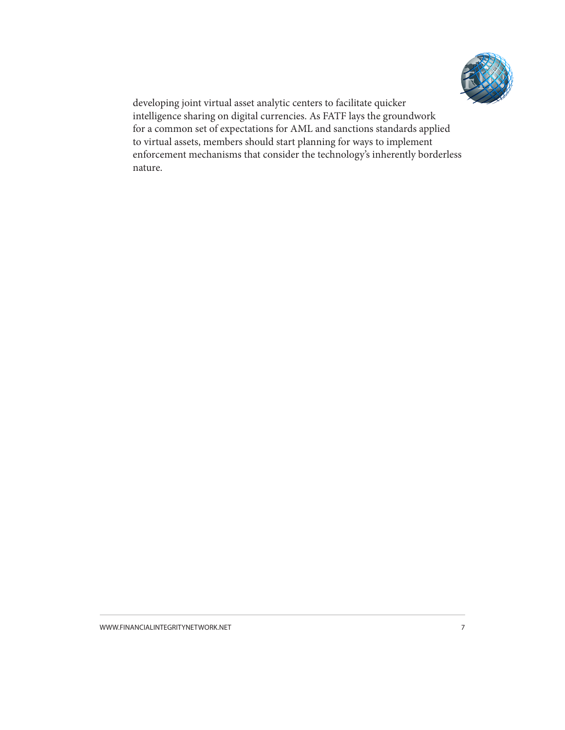developing joint virtual asset analytic centers to facilitate quicker intelligence sharing on digital currencies. As FATF lays the groundwork for a common set of expectations for AML and sanctions standards applied to virtual assets, members should start planning for ways to implement enforcement mechanisms that consider the technology's inherently borderless nature.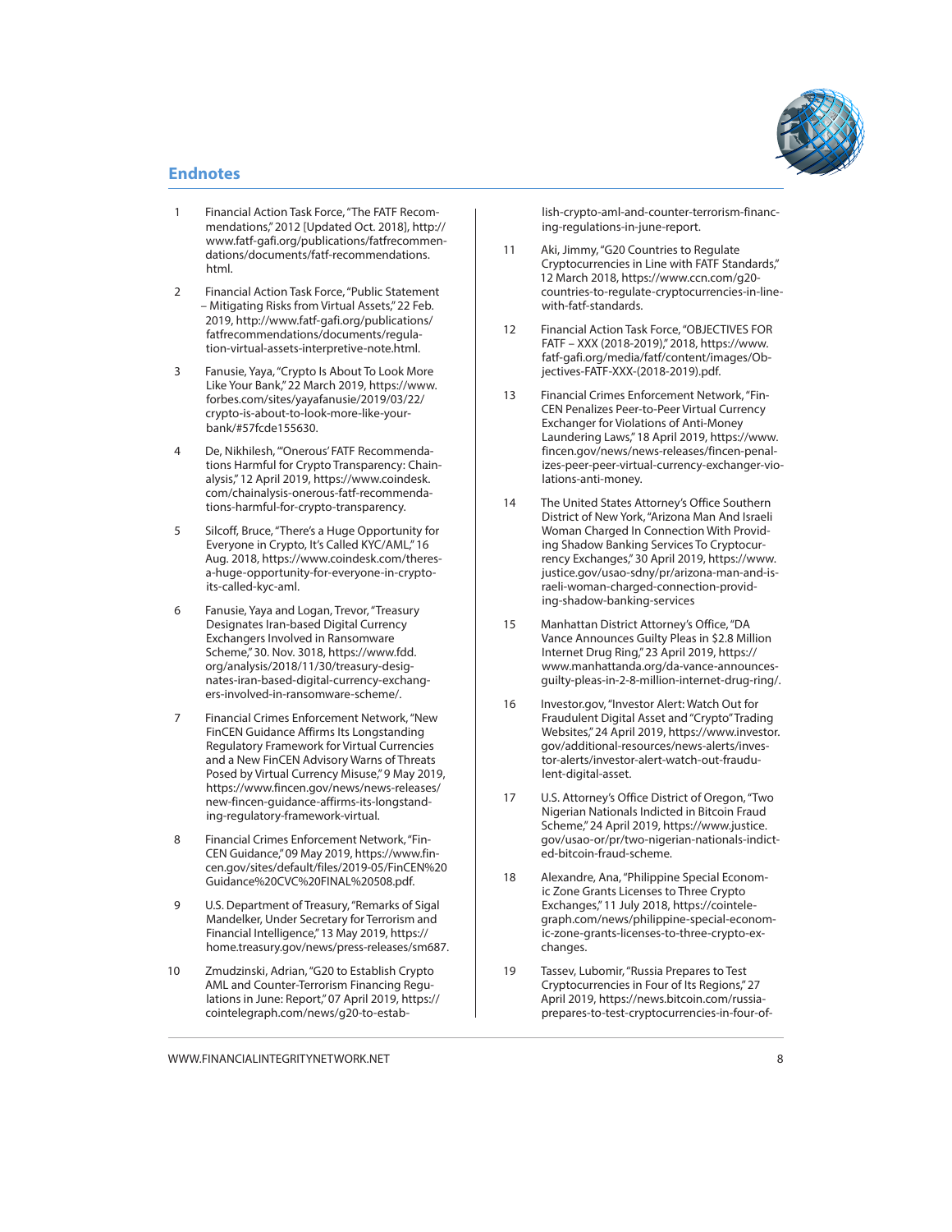## Endnotes

1. Financial Action Task Force, "The FATF Recommendations," 2012 [Updated Oct. 2018], http://www.fatf-gafi.org/publications/fatfrecommendations/documents/fatf-recommendations.html.

2. Financial Action Task Force, "Public Statement – Mitigating Risks from Virtual Assets," 22 Feb. 2019, http://www.fatf-gafi.org/publications/fatfrecommendations/documents/regulation-virtual-assets-interpretive-note.html.

3. Fanusie, Yaya, "Crypto Is About To Look More Like Your Bank," 22 March 2019, https://www.forbes.com/sites/yayafanusie/2019/03/22/crypto-is-about-to-look-more-like-your-bank/#57fcde155630.

4. De, Nikhilesh, "'Onerous' FATF Recommendations Harmful for Crypto Transparency: Chainalysis," 12 April 2019, https://www.coindesk.com/chainalysis-onerous-fatf-recommendations-harmful-for-crypto-transparency.

5. Silcoff, Bruce, "There's a Huge Opportunity for Everyone in Crypto, It's Called KYC/AML," 16 Aug. 2018, https://www.coindesk.com/theres-a-huge-opportunity-for-everyone-in-crypto-its-called-kyc-aml.

6. Fanusie, Yaya and Logan, Trevor, "Treasury Designates Iran-based Digital Currency Exchangers Involved in Ransomware Scheme," 30. Nov. 3018, https://www.fdd.org/analysis/2018/11/30/treasury-designates-iran-based-digital-currency-exchangers-involved-in-ransomware-scheme/.

7. Financial Crimes Enforcement Network, "New FinCEN Guidance Affirms Its Longstanding Regulatory Framework for Virtual Currencies and a New FinCEN Advisory Warns of Threats Posed by Virtual Currency Misuse," 9 May 2019, https://www.fincen.gov/news/news-releases/new-fincen-guidance-affirms-its-longstanding-regulatory-framework-virtual.

8. Financial Crimes Enforcement Network, "FinCEN Guidance," 09 May 2019, https://www.fincen.gov/sites/default/files/2019-05/FinCEN%20Guidance%20CVC%20FINAL%20508.pdf.

9. U.S. Department of Treasury, "Remarks of Sigal Mandelker, Under Secretary for Terrorism and Financial Intelligence," 13 May 2019, https://home.treasury.gov/news/press-releases/sm687.

10. Zmudzinski, Adrian, "G20 to Establish Crypto AML and Counter-Terrorism Financing Regulations in June: Report," 07 April 2019, https://cointelegraph.com/news/g20-to-establish-crypto-aml-and-counter-terrorism-financing-regulations-in-june-report.

11. Aki, Jimmy, "G20 Countries to Regulate Cryptocurrencies in Line with FATF Standards," 12 March 2018, https://www.ccn.com/g20-countries-to-regulate-cryptocurrencies-in-line-with-fatf-standards.

12. Financial Action Task Force, "OBJECTIVES FOR FATF – XXX (2018-2019)," 2018, https://www.fatf-gafi.org/media/fatf/content/images/Objectives-FATF-XXX-(2018-2019).pdf.

13. Financial Crimes Enforcement Network, "FinCEN Penalizes Peer-to-Peer Virtual Currency Exchanger for Violations of Anti-Money Laundering Laws," 18 April 2019, https://www.fincen.gov/news/news-releases/fincen-penalizes-peer-peer-virtual-currency-exchanger-violations-anti-money.

14. The United States Attorney's Office Southern District of New York, "Arizona Man And Israeli Woman Charged In Connection With Providing Shadow Banking Services To Cryptocurrency Exchanges," 30 April 2019, https://www.justice.gov/usao-sdny/pr/arizona-man-and-israeli-woman-charged-connection-providing-shadow-banking-services

15. Manhattan District Attorney's Office, "DA Vance Announces Guilty Pleas in $2.8 Million Internet Drug Ring," 23 April 2019, https://www.manhattanda.org/da-vance-announces-guilty-pleas-in-2-8-million-internet-drug-ring/.

16. Investor.gov, "Investor Alert: Watch Out for Fraudulent Digital Asset and "Crypto" Trading Websites," 24 April 2019, https://www.investor.gov/additional-resources/news-alerts/investor-alerts/investor-alert-watch-out-fraudulent-digital-asset.

17. U.S. Attorney's Office District of Oregon, "Two Nigerian Nationals Indicted in Bitcoin Fraud Scheme," 24 April 2019, https://www.justice.gov/usao-or/pr/two-nigerian-nationals-indicted-bitcoin-fraud-scheme.

18. Alexandre, Ana, "Philippine Special Economic Zone Grants Licenses to Three Crypto Exchanges," 11 July 2018, https://cointelegraph.com/news/philippine-special-economic-zone-grants-licenses-to-three-crypto-exchanges.

19. Tassev, Lubomir, "Russia Prepares to Test Cryptocurrencies in Four of Its Regions," 27 April 2019, https://news.bitcoin.com/russia-prepares-to-test-cryptocurrencies-in-four-of-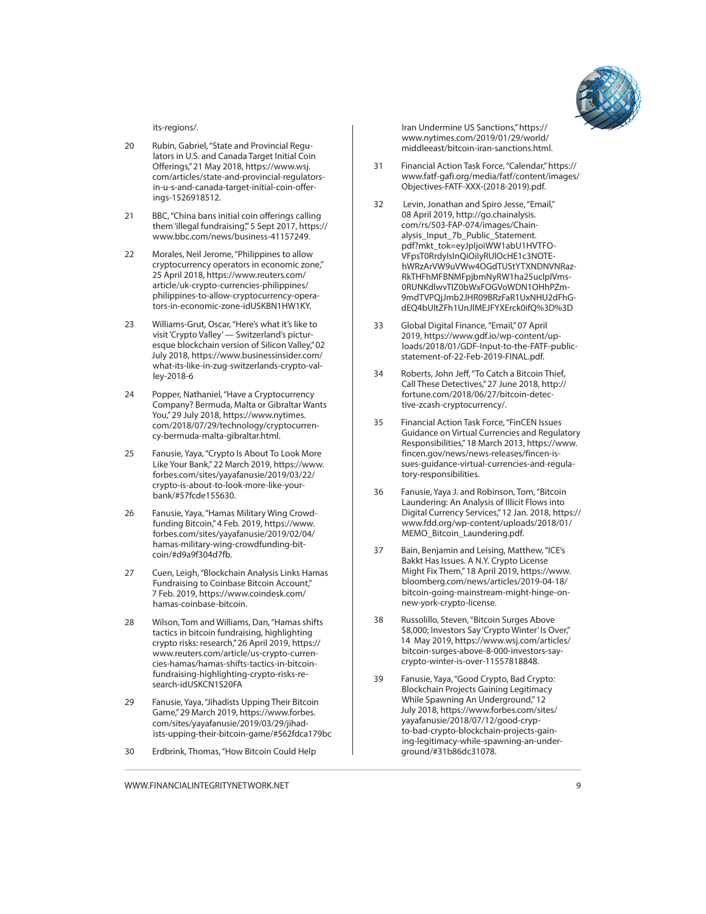its-regions/.

20 Rubin, Gabriel, "State and Provincial Regulators in U.S. and Canada Target Initial Coin Offerings," 21 May 2018, https://www.wsj.com/articles/state-and-provincial-regulators-in-u-s-and-canada-target-initial-coin-offerings-1526918512.

21 BBC, "China bans initial coin offerings calling them 'illegal fundraising'," 5 Sept 2017, https://www.bbc.com/news/business-41157249.

22 Morales, Neil Jerome, "Philippines to allow cryptocurrency operators in economic zone," 25 April 2018, https://www.reuters.com/article/uk-crypto-currencies-philippines/philippines-to-allow-cryptocurrency-operators-in-economic-zone-idUSKBN1HW1KY.

23 Williams-Grut, Oscar, "Here's what it's like to visit 'Crypto Valley' — Switzerland's picturesque blockchain version of Silicon Valley," 02 July 2018, https://www.businessinsider.com/what-its-like-in-zug-switzerlands-crypto-valley-2018-6

24 Popper, Nathaniel, "Have a Cryptocurrency Company? Bermuda, Malta or Gibraltar Wants You," 29 July 2018, https://www.nytimes.com/2018/07/29/technology/cryptocurrency-bermuda-malta-gibraltar.html.

25 Fanusie, Yaya, "Crypto Is About To Look More Like Your Bank," 22 March 2019, https://www.forbes.com/sites/yayafanusie/2019/03/22/crypto-is-about-to-look-more-like-your-bank/#57fcde155630.

26 Fanusie, Yaya, "Hamas Military Wing Crowdfunding Bitcoin," 4 Feb. 2019, https://www.forbes.com/sites/yayafanusie/2019/02/04/hamas-military-wing-crowdfunding-bitcoin/#d9a9f304d7fb.

27 Cuen, Leigh, "Blockchain Analysis Links Hamas Fundraising to Coinbase Bitcoin Account," 7 Feb. 2019, https://www.coindesk.com/hamas-coinbase-bitcoin.

28 Wilson, Tom and Williams, Dan, "Hamas shifts tactics in bitcoin fundraising, highlighting crypto risks: research," 26 April 2019, https://www.reuters.com/article/us-crypto-currencies-hamas/hamas-shifts-tactics-in-bitcoin-fundraising-highlighting-crypto-risks-research-idUSKCN1S20FA

29 Fanusie, Yaya, "Jihadists Upping Their Bitcoin Game," 29 March 2019, https://www.forbes.com/sites/yayafanusie/2019/03/29/jihadists-upping-their-bitcoin-game/#562fdca179bc

30 Erdbrink, Thomas, "How Bitcoin Could Help Iran Undermine US Sanctions," https://www.nytimes.com/2019/01/29/world/middleeast/bitcoin-iran-sanctions.html.

31 Financial Action Task Force, "Calendar," https://www.fatf-gafi.org/media/fatf/content/images/Objectives-FATF-XXX-(2018-2019).pdf.

32 Levin, Jonathan and Spiro Jesse, "Email," 08 April 2019, http://go.chainalysis.com/rs/503-FAP-074/images/Chainalysis_Input_7b_Public_Statement.pdf?mkt_tok=eyJpIjoiWW1abU1HVTFOVFpsT0RrdyIsInQiOiIyRUlOcHE1c3NOTEhWRzArVW9uVWw4OGdTUStYTXNDNVNRazRkTHFhMFBNMFpjbmNyRW1ha25uclplVms0RUNKdlwvTlZ0bWxFOGVoWDN1OHhPZm9mdTVPQjJmb2JHR09BRzFaR1UxNHU2dFhGdEQ4bUltZFh1UnJlMEJFYXErck0ifQ%3D%3D

33 Global Digital Finance, "Email," 07 April 2019, https://www.gdf.io/wp-content/uploads/2018/01/GDF-Input-to-the-FATF-public-statement-of-22-Feb-2019-FINAL.pdf.

34 Roberts, John Jeff, "To Catch a Bitcoin Thief, Call These Detectives," 27 June 2018, http://fortune.com/2018/06/27/bitcoin-detective-zcash-cryptocurrency/.

35 Financial Action Task Force, "FinCEN Issues Guidance on Virtual Currencies and Regulatory Responsibilities," 18 March 2013, https://www.fincen.gov/news/news-releases/fincen-issues-guidance-virtual-currencies-and-regulatory-responsibilities.

36 Fanusie, Yaya J. and Robinson, Tom, "Bitcoin Laundering: An Analysis of Illicit Flows into Digital Currency Services," 12 Jan. 2018, https://www.fdd.org/wp-content/uploads/2018/01/MEMO_Bitcoin_Laundering.pdf.

37 Bain, Benjamin and Leising, Matthew, "ICE's Bakkt Has Issues. A N.Y. Crypto License Might Fix Them," 18 April 2019, https://www.bloomberg.com/news/articles/2019-04-18/bitcoin-going-mainstream-might-hinge-on-new-york-crypto-license.

38 Russolillo, Steven, "Bitcoin Surges Above $8,000; Investors Say 'Crypto Winter' Is Over," 14 May 2019, https://www.wsj.com/articles/bitcoin-surges-above-8-000-investors-say-crypto-winter-is-over-11557818848.

39 Fanusie, Yaya, "Good Crypto, Bad Crypto: Blockchain Projects Gaining Legitimacy While Spawning An Underground," 12 July 2018, https://www.forbes.com/sites/yayafanusie/2018/07/12/good-crypto-to-bad-crypto-blockchain-projects-gaining-legitimacy-while-spawning-an-underground/#31b86dc31078.